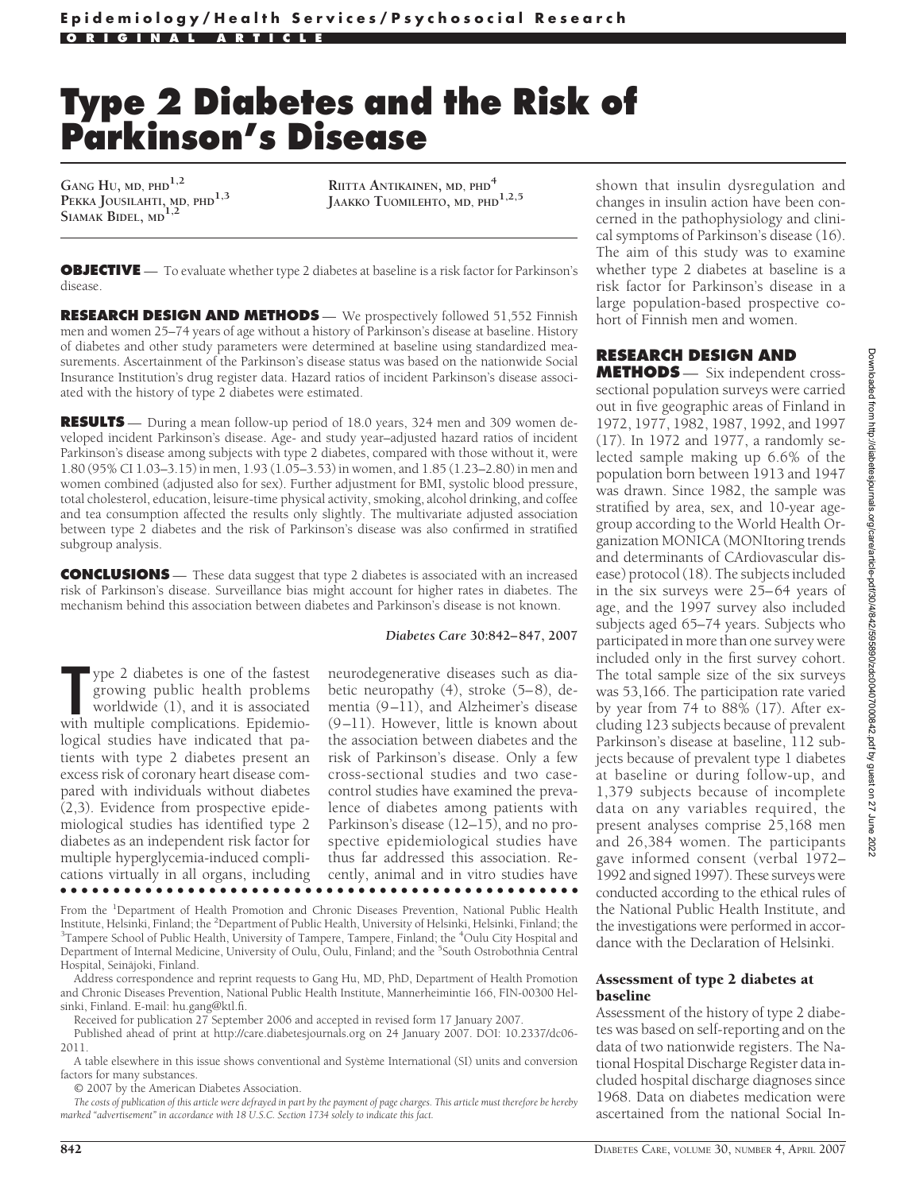Epidemiology/Health Services/Psychosocial Research

ORIGINAL ARTICLE

# Type 2 Diabetes and the Risk of Parkinson's Disease

GANG HU, MD, PHD[1,2]
PEKKA JOUSILAHTI, MD, PHD[1,3]
SIAMAK BIDEL, MD[1,2]
RIITTA ANTIKAINEN, MD, PHD[4]
JAAKKO TUOMILEHTO, MD, PHD[1,2,5]

**OBJECTIVE** — To evaluate whether type 2 diabetes at baseline is a risk factor for Parkinson's disease.

**RESEARCH DESIGN AND METHODS** — We prospectively followed 51,552 Finnish men and women 25–74 years of age without a history of Parkinson's disease at baseline. History of diabetes and other study parameters were determined at baseline using standardized measurements. Ascertainment of the Parkinson's disease status was based on the nationwide Social Insurance Institution's drug register data. Hazard ratios of incident Parkinson's disease associated with the history of type 2 diabetes were estimated.

**RESULTS** — During a mean follow-up period of 18.0 years, 324 men and 309 women developed incident Parkinson's disease. Age- and study year–adjusted hazard ratios of incident Parkinson's disease among subjects with type 2 diabetes, compared with those without it, were 1.80 (95% CI 1.03–3.15) in men, 1.93 (1.05–3.53) in women, and 1.85 (1.23–2.80) in men and women combined (adjusted also for sex). Further adjustment for BMI, systolic blood pressure, total cholesterol, education, leisure-time physical activity, smoking, alcohol drinking, and coffee and tea consumption affected the results only slightly. The multivariate adjusted association between type 2 diabetes and the risk of Parkinson's disease was also confirmed in stratified subgroup analysis.

**CONCLUSIONS** — These data suggest that type 2 diabetes is associated with an increased risk of Parkinson's disease. Surveillance bias might account for higher rates in diabetes. The mechanism behind this association between diabetes and Parkinson's disease is not known.

*Diabetes Care* **30:842–847, 2007**

Type 2 diabetes is one of the fastest growing public health problems worldwide (1), and it is associated with multiple complications. Epidemiological studies have indicated that patients with type 2 diabetes present an excess risk of coronary heart disease compared with individuals without diabetes (2,3). Evidence from prospective epidemiological studies has identified type 2 diabetes as an independent risk factor for multiple hyperglycemia-induced complications virtually in all organs, including neurodegenerative diseases such as diabetic neuropathy (4), stroke (5–8), dementia (9–11), and Alzheimer's disease (9–11). However, little is known about the association between diabetes and the risk of Parkinson's disease. Only a few cross-sectional studies and two case-control studies have examined the prevalence of diabetes among patients with Parkinson's disease (12–15), and no prospective epidemiological studies have thus far addressed this association. Recently, animal and in vitro studies have shown that insulin dysregulation and changes in insulin action have been concerned in the pathophysiology and clinical symptoms of Parkinson's disease (16). The aim of this study was to examine whether type 2 diabetes at baseline is a risk factor for Parkinson's disease in a large population-based prospective cohort of Finnish men and women.

## RESEARCH DESIGN AND METHODS

Six independent cross-sectional population surveys were carried out in five geographic areas of Finland in 1972, 1977, 1982, 1987, 1992, and 1997 (17). In 1972 and 1977, a randomly selected sample making up 6.6% of the population born between 1913 and 1947 was drawn. Since 1982, the sample was stratified by area, sex, and 10-year age-group according to the World Health Organization MONICA (MONItoring trends and determinants of CArdiovascular disease) protocol (18). The subjects included in the six surveys were 25–64 years of age, and the 1997 survey also included subjects aged 65–74 years. Subjects who participated in more than one survey were included only in the first survey cohort. The total sample size of the six surveys was 53,166. The participation rate varied by year from 74 to 88% (17). After excluding 123 subjects because of prevalent Parkinson's disease at baseline, 112 subjects because of prevalent type 1 diabetes at baseline or during follow-up, and 1,379 subjects because of incomplete data on any variables required, the present analyses comprise 25,168 men and 26,384 women. The participants gave informed consent (verbal 1972–1992 and signed 1997). These surveys were conducted according to the ethical rules of the National Public Health Institute, and the investigations were performed in accordance with the Declaration of Helsinki.

### Assessment of type 2 diabetes at baseline

Assessment of the history of type 2 diabetes was based on self-reporting and on the data of two nationwide registers. The National Hospital Discharge Register data included hospital discharge diagnoses since 1968. Data on diabetes medication were ascertained from the national Social In-

From the [1]Department of Health Promotion and Chronic Diseases Prevention, National Public Health Institute, Helsinki, Finland; the [2]Department of Public Health, University of Helsinki, Helsinki, Finland; the [3]Tampere School of Public Health, University of Tampere, Tampere, Finland; the [4]Oulu City Hospital and Department of Internal Medicine, University of Oulu, Oulu, Finland; and the [5]South Ostrobothnia Central Hospital, Seinäjoki, Finland.

Address correspondence and reprint requests to Gang Hu, MD, PhD, Department of Health Promotion and Chronic Diseases Prevention, National Public Health Institute, Mannerheimintie 166, FIN-00300 Helsinki, Finland. E-mail: hu.gang@ktl.fi.

Received for publication 27 September 2006 and accepted in revised form 17 January 2007.

Published ahead of print at http://care.diabetesjournals.org on 24 January 2007. DOI: 10.2337/dc06-2011.

A table elsewhere in this issue shows conventional and Système International (SI) units and conversion factors for many substances.

© 2007 by the American Diabetes Association.

*The costs of publication of this article were defrayed in part by the payment of page charges. This article must therefore be hereby marked "advertisement" in accordance with 18 U.S.C. Section 1734 solely to indicate this fact.*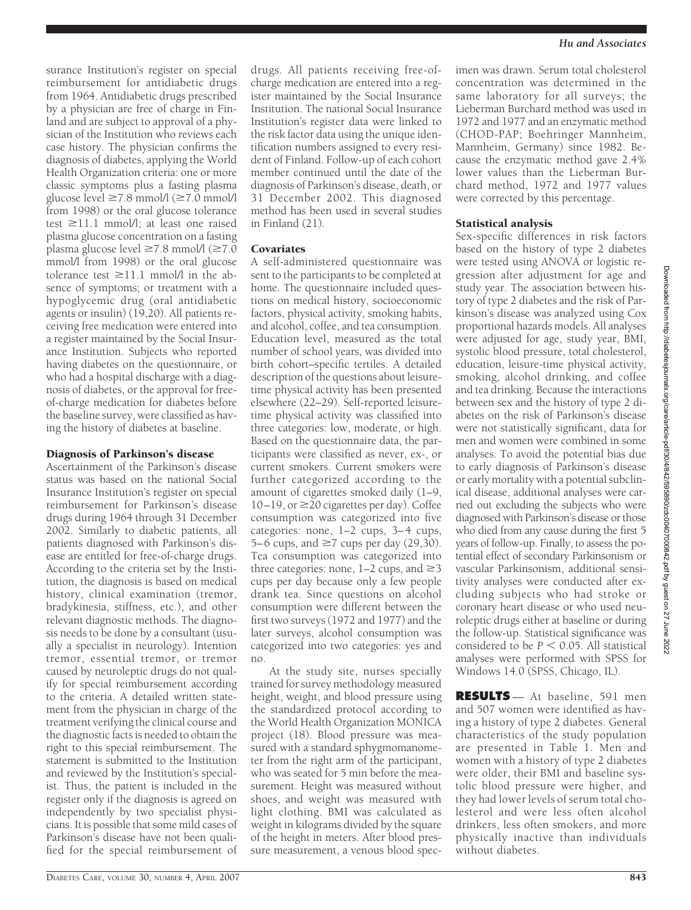surance Institution's register on special reimbursement for antidiabetic drugs from 1964. Antidiabetic drugs prescribed by a physician are free of charge in Finland and are subject to approval of a physician of the Institution who reviews each case history. The physician confirms the diagnosis of diabetes, applying the World Health Organization criteria: one or more classic symptoms plus a fasting plasma glucose level ≥7.8 mmol/l (≥7.0 mmol/l from 1998) or the oral glucose tolerance test ≥11.1 mmol/l; at least one raised plasma glucose concentration on a fasting plasma glucose level ≥7.8 mmol/l (≥7.0 mmol/l from 1998) or the oral glucose tolerance test ≥11.1 mmol/l in the absence of symptoms; or treatment with a hypoglycemic drug (oral antidiabetic agents or insulin) (19,20). All patients receiving free medication were entered into a register maintained by the Social Insurance Institution. Subjects who reported having diabetes on the questionnaire, or who had a hospital discharge with a diagnosis of diabetes, or the approval for free-of-charge medication for diabetes before the baseline survey, were classified as having the history of diabetes at baseline.

### Diagnosis of Parkinson's disease

Ascertainment of the Parkinson's disease status was based on the national Social Insurance Institution's register on special reimbursement for Parkinson's disease drugs during 1964 through 31 December 2002. Similarly to diabetic patients, all patients diagnosed with Parkinson's disease are entitled for free-of-charge drugs. According to the criteria set by the Institution, the diagnosis is based on medical history, clinical examination (tremor, bradykinesia, stiffness, etc.), and other relevant diagnostic methods. The diagnosis needs to be done by a consultant (usually a specialist in neurology). Intention tremor, essential tremor, or tremor caused by neuroleptic drugs do not qualify for special reimbursement according to the criteria. A detailed written statement from the physician in charge of the treatment verifying the clinical course and the diagnostic facts is needed to obtain the right to this special reimbursement. The statement is submitted to the Institution and reviewed by the Institution's specialist. Thus, the patient is included in the register only if the diagnosis is agreed on independently by two specialist physicians. It is possible that some mild cases of Parkinson's disease have not been qualified for the special reimbursement of drugs. All patients receiving free-of-charge medication are entered into a register maintained by the Social Insurance Institution. The national Social Insurance Institution's register data were linked to the risk factor data using the unique identification numbers assigned to every resident of Finland. Follow-up of each cohort member continued until the date of the diagnosis of Parkinson's disease, death, or 31 December 2002. This diagnosed method has been used in several studies in Finland (21).

### Covariates

A self-administered questionnaire was sent to the participants to be completed at home. The questionnaire included questions on medical history, socioeconomic factors, physical activity, smoking habits, and alcohol, coffee, and tea consumption. Education level, measured as the total number of school years, was divided into birth cohort–specific tertiles. A detailed description of the questions about leisure-time physical activity has been presented elsewhere (22–29). Self-reported leisure-time physical activity was classified into three categories: low, moderate, or high. Based on the questionnaire data, the participants were classified as never, ex-, or current smokers. Current smokers were further categorized according to the amount of cigarettes smoked daily (1–9, 10–19, or ≥20 cigarettes per day). Coffee consumption was categorized into five categories: none, 1–2 cups, 3–4 cups, 5–6 cups, and ≥7 cups per day (29,30). Tea consumption was categorized into three categories: none, 1–2 cups, and ≥3 cups per day because only a few people drank tea. Since questions on alcohol consumption were different between the first two surveys (1972 and 1977) and the later surveys, alcohol consumption was categorized into two categories: yes and no.

At the study site, nurses specially trained for survey methodology measured height, weight, and blood pressure using the standardized protocol according to the World Health Organization MONICA project (18). Blood pressure was measured with a standard sphygmomanometer from the right arm of the participant, who was seated for 5 min before the measurement. Height was measured without shoes, and weight was measured with light clothing. BMI was calculated as weight in kilograms divided by the square of the height in meters. After blood pressure measurement, a venous blood specimen was drawn. Serum total cholesterol concentration was determined in the same laboratory for all surveys; the Lieberman Burchard method was used in 1972 and 1977 and an enzymatic method (CHOD-PAP; Boehringer Mannheim, Mannheim, Germany) since 1982. Because the enzymatic method gave 2.4% lower values than the Lieberman Burchard method, 1972 and 1977 values were corrected by this percentage.

### Statistical analysis

Sex-specific differences in risk factors based on the history of type 2 diabetes were tested using ANOVA or logistic regression after adjustment for age and study year. The association between history of type 2 diabetes and the risk of Parkinson's disease was analyzed using Cox proportional hazards models. All analyses were adjusted for age, study year, BMI, systolic blood pressure, total cholesterol, education, leisure-time physical activity, smoking, alcohol drinking, and coffee and tea drinking. Because the interactions between sex and the history of type 2 diabetes on the risk of Parkinson's disease were not statistically significant, data for men and women were combined in some analyses. To avoid the potential bias due to early diagnosis of Parkinson's disease or early mortality with a potential subclinical disease, additional analyses were carried out excluding the subjects who were diagnosed with Parkinson's disease or those who died from any cause during the first 5 years of follow-up. Finally, to assess the potential effect of secondary Parkinsonism or vascular Parkinsonism, additional sensitivity analyses were conducted after excluding subjects who had stroke or coronary heart disease or who used neuroleptic drugs either at baseline or during the follow-up. Statistical significance was considered to be $P < 0.05$. All statistical analyses were performed with SPSS for Windows 14.0 (SPSS, Chicago, IL).

## RESULTS

— At baseline, 591 men and 507 women were identified as having a history of type 2 diabetes. General characteristics of the study population are presented in Table 1. Men and women with a history of type 2 diabetes were older, their BMI and baseline systolic blood pressure were higher, and they had lower levels of serum total cholesterol and were less often alcohol drinkers, less often smokers, and more physically inactive than individuals without diabetes.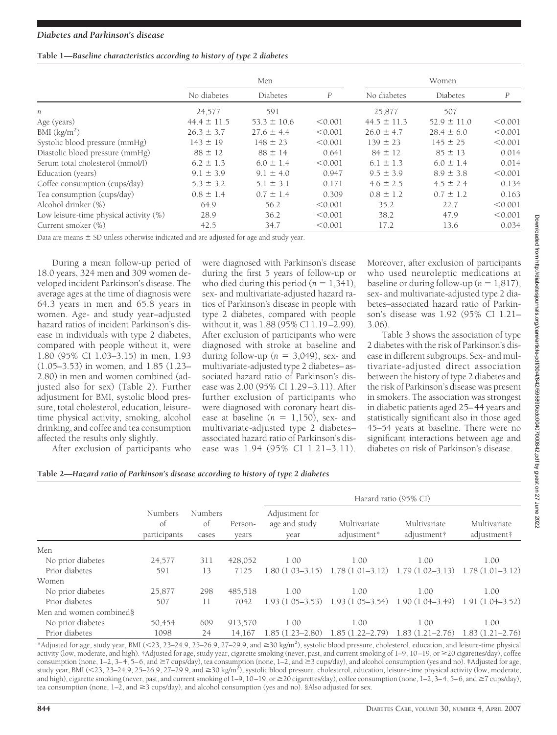**Table 1—Baseline characteristics according to history of type 2 diabetes**

| | Men | | | Women | | |
|---|---|---|---|---|---|---|
| | No diabetes | Diabetes | *P* | No diabetes | Diabetes | *P* |
| *n* | 24,577 | 591 | | 25,877 | 507 | |
| Age (years) | 44.4 ± 11.5 | 53.3 ± 10.6 | <0.001 | 44.5 ± 11.3 | 52.9 ± 11.0 | <0.001 |
| BMI (kg/m$^2$) | 26.3 ± 3.7 | 27.6 ± 4.4 | <0.001 | 26.0 ± 4.7 | 28.4 ± 6.0 | <0.001 |
| Systolic blood pressure (mmHg) | 143 ± 19 | 148 ± 23 | <0.001 | 139 ± 23 | 145 ± 25 | <0.001 |
| Diastolic blood pressure (mmHg) | 88 ± 12 | 88 ± 14 | 0.641 | 84 ± 12 | 85 ± 13 | 0.014 |
| Serum total cholesterol (mmol/l) | 6.2 ± 1.3 | 6.0 ± 1.4 | <0.001 | 6.1 ± 1.3 | 6.0 ± 1.4 | 0.014 |
| Education (years) | 9.1 ± 3.9 | 9.1 ± 4.0 | 0.947 | 9.5 ± 3.9 | 8.9 ± 3.8 | <0.001 |
| Coffee consumption (cups/day) | 5.3 ± 3.2 | 5.1 ± 3.1 | 0.171 | 4.6 ± 2.5 | 4.5 ± 2.4 | 0.134 |
| Tea consumption (cups/day) | 0.8 ± 1.4 | 0.7 ± 1.4 | 0.309 | 0.8 ± 1.2 | 0.7 ± 1.2 | 0.163 |
| Alcohol drinker (%) | 64.9 | 56.2 | <0.001 | 35.2 | 22.7 | <0.001 |
| Low leisure-time physical activity (%) | 28.9 | 36.2 | <0.001 | 38.2 | 47.9 | <0.001 |
| Current smoker (%) | 42.5 | 34.7 | <0.001 | 17.2 | 13.6 | 0.034 |

Data are means ± SD unless otherwise indicated and are adjusted for age and study year.

During a mean follow-up period of 18.0 years, 324 men and 309 women developed incident Parkinson's disease. The average ages at the time of diagnosis were 64.3 years in men and 65.8 years in women. Age- and study year–adjusted hazard ratios of incident Parkinson's disease in individuals with type 2 diabetes, compared with people without it, were 1.80 (95% CI 1.03–3.15) in men, 1.93 (1.05–3.53) in women, and 1.85 (1.23–2.80) in men and women combined (adjusted also for sex) (Table 2). Further adjustment for BMI, systolic blood pressure, total cholesterol, education, leisure-time physical activity, smoking, alcohol drinking, and coffee and tea consumption affected the results only slightly.

After exclusion of participants who were diagnosed with Parkinson's disease during the first 5 years of follow-up or who died during this period ($n$ = 1,341), sex- and multivariate-adjusted hazard ratios of Parkinson's disease in people with type 2 diabetes, compared with people without it, was 1.88 (95% CI 1.19–2.99). After exclusion of participants who were diagnosed with stroke at baseline and during follow-up ($n$ = 3,049), sex- and multivariate-adjusted type 2 diabetes–associated hazard ratio of Parkinson's disease was 2.00 (95% CI 1.29–3.11). After further exclusion of participants who were diagnosed with coronary heart disease at baseline ($n$ = 1,150), sex- and multivariate-adjusted type 2 diabetes–associated hazard ratio of Parkinson's disease was 1.94 (95% CI 1.21–3.11). Moreover, after exclusion of participants who used neuroleptic medications at baseline or during follow-up ($n$ = 1,817), sex- and multivariate-adjusted type 2 diabetes–associated hazard ratio of Parkinson's disease was 1.92 (95% CI 1.21–3.06).

Table 3 shows the association of type 2 diabetes with the risk of Parkinson's disease in different subgroups. Sex- and multivariate-adjusted direct association between the history of type 2 diabetes and the risk of Parkinson's disease was present in smokers. The association was strongest in diabetic patients aged 25–44 years and statistically significant also in those aged 45–54 years at baseline. There were no significant interactions between age and diabetes on risk of Parkinson's disease.

**Table 2—Hazard ratio of Parkinson's disease according to history of type 2 diabetes**

| | | | | Hazard ratio (95% CI) | | | |
|---|---|---|---|---|---|---|---|
| | Numbers of participants | Numbers of cases | Person-years | Adjustment for age and study year | Multivariate adjustment* | Multivariate adjustment† | Multivariate adjustment‡ |
| Men | | | | | | | |
| No prior diabetes | 24,577 | 311 | 428,052 | 1.00 | 1.00 | 1.00 | 1.00 |
| Prior diabetes | 591 | 13 | 7125 | 1.80 (1.03–3.15) | 1.78 (1.01–3.12) | 1.79 (1.02–3.13) | 1.78 (1.01–3.12) |
| Women | | | | | | | |
| No prior diabetes | 25,877 | 298 | 485,518 | 1.00 | 1.00 | 1.00 | 1.00 |
| Prior diabetes | 507 | 11 | 7042 | 1.93 (1.05–3.53) | 1.93 (1.05–3.54) | 1.90 (1.04–3.49) | 1.91 (1.04–3.52) |
| Men and women combined§ | | | | | | | |
| No prior diabetes | 50,454 | 609 | 913,570 | 1.00 | 1.00 | 1.00 | 1.00 |
| Prior diabetes | 1098 | 24 | 14,167 | 1.85 (1.23–2.80) | 1.85 (1.22–2.79) | 1.83 (1.21–2.76) | 1.83 (1.21–2.76) |

*Adjusted for age, study year, BMI (<23, 23–24.9, 25–26.9, 27–29.9, and ≥30 kg/m$^2$), systolic blood pressure, cholesterol, education, and leisure-time physical activity (low, moderate, and high). †Adjusted for age, study year, cigarette smoking (never, past, and current smoking of 1–9, 10–19, or ≥20 cigarettes/day), coffee consumption (none, 1–2, 3–4, 5–6, and ≥7 cups/day), tea consumption (none, 1–2, and ≥3 cups/day), and alcohol consumption (yes and no). ‡Adjusted for age, study year, BMI (<23, 23–24.9, 25–26.9, 27–29.9, and ≥30 kg/m$^2$), systolic blood pressure, cholesterol, education, leisure-time physical activity (low, moderate, and high), cigarette smoking (never, past, and current smoking of 1–9, 10–19, or ≥20 cigarettes/day), coffee consumption (none, 1–2, 3–4, 5–6, and ≥7 cups/day), tea consumption (none, 1–2, and ≥3 cups/day), and alcohol consumption (yes and no). §Also adjusted for sex.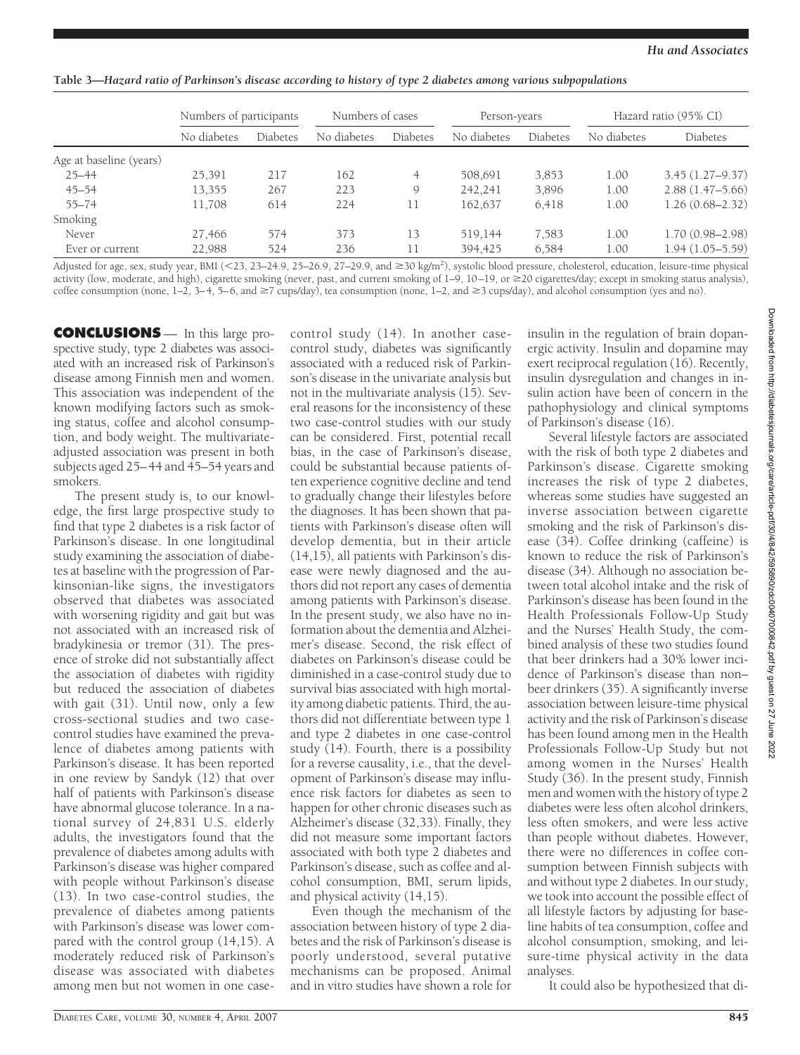**Table 3—Hazard ratio of Parkinson's disease according to history of type 2 diabetes among various subpopulations**

| | Numbers of participants | | Numbers of cases | | Person-years | | Hazard ratio (95% CI) | |
|---|---|---|---|---|---|---|---|---|
| | No diabetes | Diabetes | No diabetes | Diabetes | No diabetes | Diabetes | No diabetes | Diabetes |
| Age at baseline (years) | | | | | | | | |
| 25–44 | 25,391 | 217 | 162 | 4 | 508,691 | 3,853 | 1.00 | 3.45 (1.27–9.37) |
| 45–54 | 13,355 | 267 | 223 | 9 | 242,241 | 3,896 | 1.00 | 2.88 (1.47–5.66) |
| 55–74 | 11,708 | 614 | 224 | 11 | 162,637 | 6,418 | 1.00 | 1.26 (0.68–2.32) |
| Smoking | | | | | | | | |
| Never | 27,466 | 574 | 373 | 13 | 519,144 | 7,583 | 1.00 | 1.70 (0.98–2.98) |
| Ever or current | 22,988 | 524 | 236 | 11 | 394,425 | 6,584 | 1.00 | 1.94 (1.05–5.59) |

Adjusted for age, sex, study year, BMI (<23, 23–24.9, 25–26.9, 27–29.9, and ≥30 kg/m$^2$), systolic blood pressure, cholesterol, education, leisure-time physical activity (low, moderate, and high), cigarette smoking (never, past, and current smoking of 1–9, 10–19, or ≥20 cigarettes/day; except in smoking status analysis), coffee consumption (none, 1–2, 3–4, 5–6, and ≥7 cups/day), tea consumption (none, 1–2, and ≥3 cups/day), and alcohol consumption (yes and no).

## CONCLUSIONS

In this large prospective study, type 2 diabetes was associated with an increased risk of Parkinson's disease among Finnish men and women. This association was independent of the known modifying factors such as smoking status, coffee and alcohol consumption, and body weight. The multivariate-adjusted association was present in both subjects aged 25–44 and 45–54 years and smokers.

The present study is, to our knowledge, the first large prospective study to find that type 2 diabetes is a risk factor of Parkinson's disease. In one longitudinal study examining the association of diabetes at baseline with the progression of Parkinsonian-like signs, the investigators observed that diabetes was associated with worsening rigidity and gait but was not associated with an increased risk of bradykinesia or tremor (31). The presence of stroke did not substantially affect the association of diabetes with rigidity but reduced the association of diabetes with gait (31). Until now, only a few cross-sectional studies and two case-control studies have examined the prevalence of diabetes among patients with Parkinson's disease. It has been reported in one review by Sandyk (12) that over half of patients with Parkinson's disease have abnormal glucose tolerance. In a national survey of 24,831 U.S. elderly adults, the investigators found that the prevalence of diabetes among adults with Parkinson's disease was higher compared with people without Parkinson's disease (13). In two case-control studies, the prevalence of diabetes among patients with Parkinson's disease was lower compared with the control group (14,15). A moderately reduced risk of Parkinson's disease was associated with diabetes among men but not women in one case-control study (14). In another case-control study, diabetes was significantly associated with a reduced risk of Parkinson's disease in the univariate analysis but not in the multivariate analysis (15). Several reasons for the inconsistency of these two case-control studies with our study can be considered. First, potential recall bias, in the case of Parkinson's disease, could be substantial because patients often experience cognitive decline and tend to gradually change their lifestyles before the diagnoses. It has been shown that patients with Parkinson's disease often will develop dementia, but in their article (14,15), all patients with Parkinson's disease were newly diagnosed and the authors did not report any cases of dementia among patients with Parkinson's disease. In the present study, we also have no information about the dementia and Alzheimer's disease. Second, the risk effect of diabetes on Parkinson's disease could be diminished in a case-control study due to survival bias associated with high mortality among diabetic patients. Third, the authors did not differentiate between type 1 and type 2 diabetes in one case-control study (14). Fourth, there is a possibility for a reverse causality, i.e., that the development of Parkinson's disease may influence risk factors for diabetes as seen to happen for other chronic diseases such as Alzheimer's disease (32,33). Finally, they did not measure some important factors associated with both type 2 diabetes and Parkinson's disease, such as coffee and alcohol consumption, BMI, serum lipids, and physical activity (14,15).

Even though the mechanism of the association between history of type 2 diabetes and the risk of Parkinson's disease is poorly understood, several putative mechanisms can be proposed. Animal and in vitro studies have shown a role for insulin in the regulation of brain dopanergic activity. Insulin and dopamine may exert reciprocal regulation (16). Recently, insulin dysregulation and changes in insulin action have been of concern in the pathophysiology and clinical symptoms of Parkinson's disease (16).

Several lifestyle factors are associated with the risk of both type 2 diabetes and Parkinson's disease. Cigarette smoking increases the risk of type 2 diabetes, whereas some studies have suggested an inverse association between cigarette smoking and the risk of Parkinson's disease (34). Coffee drinking (caffeine) is known to reduce the risk of Parkinson's disease (34). Although no association between total alcohol intake and the risk of Parkinson's disease has been found in the Health Professionals Follow-Up Study and the Nurses' Health Study, the combined analysis of these two studies found that beer drinkers had a 30% lower incidence of Parkinson's disease than non–beer drinkers (35). A significantly inverse association between leisure-time physical activity and the risk of Parkinson's disease has been found among men in the Health Professionals Follow-Up Study but not among women in the Nurses' Health Study (36). In the present study, Finnish men and women with the history of type 2 diabetes were less often alcohol drinkers, less often smokers, and were less active than people without diabetes. However, there were no differences in coffee consumption between Finnish subjects with and without type 2 diabetes. In our study, we took into account the possible effect of all lifestyle factors by adjusting for baseline habits of tea consumption, coffee and alcohol consumption, smoking, and leisure-time physical activity in the data analyses.

It could also be hypothesized that di-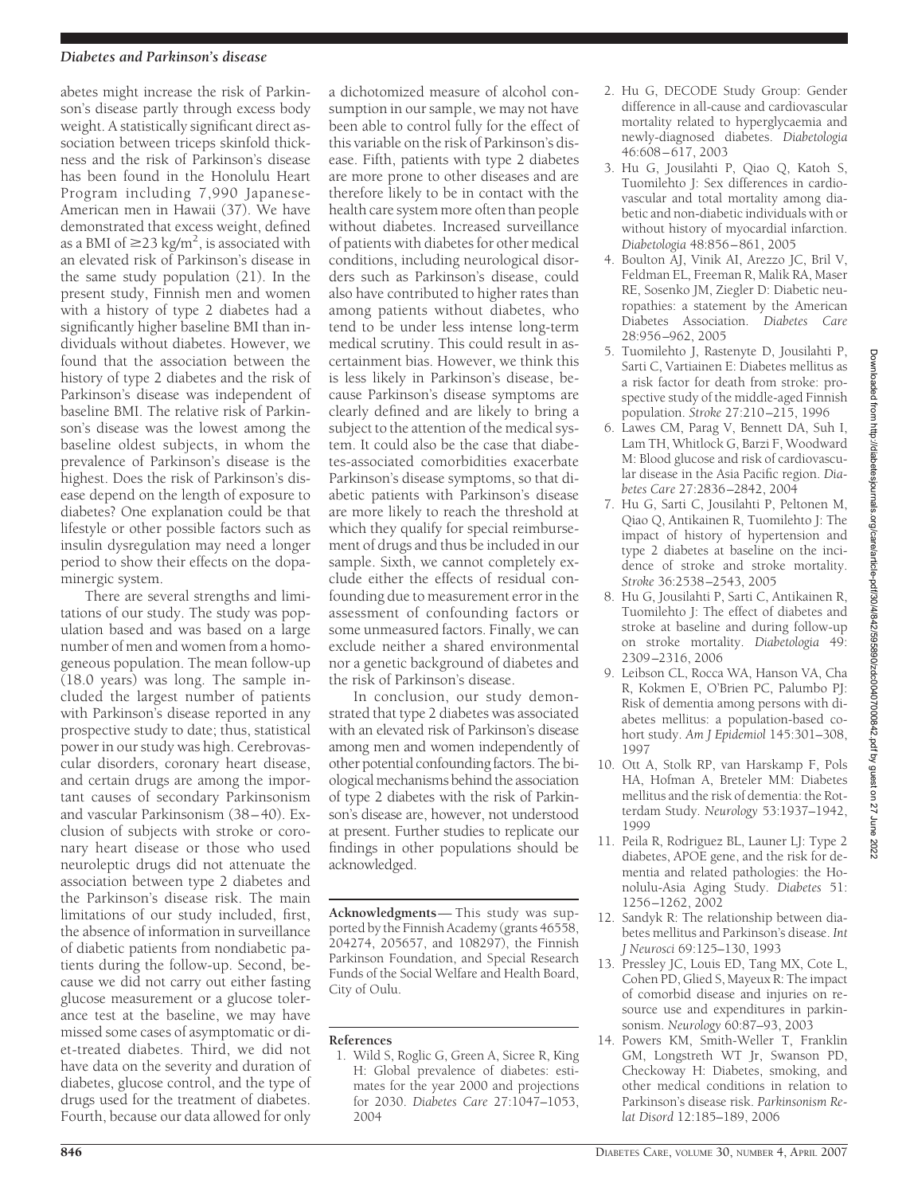abetes might increase the risk of Parkinson's disease partly through excess body weight. A statistically significant direct association between triceps skinfold thickness and the risk of Parkinson's disease has been found in the Honolulu Heart Program including 7,990 Japanese-American men in Hawaii (37). We have demonstrated that excess weight, defined as a BMI of $\geq$23 kg/m$^2$, is associated with an elevated risk of Parkinson's disease in the same study population (21). In the present study, Finnish men and women with a history of type 2 diabetes had a significantly higher baseline BMI than individuals without diabetes. However, we found that the association between the history of type 2 diabetes and the risk of Parkinson's disease was independent of baseline BMI. The relative risk of Parkinson's disease was the lowest among the baseline oldest subjects, in whom the prevalence of Parkinson's disease is the highest. Does the risk of Parkinson's disease depend on the length of exposure to diabetes? One explanation could be that lifestyle or other possible factors such as insulin dysregulation may need a longer period to show their effects on the dopaminergic system.

There are several strengths and limitations of our study. The study was population based and was based on a large number of men and women from a homogeneous population. The mean follow-up (18.0 years) was long. The sample included the largest number of patients with Parkinson's disease reported in any prospective study to date; thus, statistical power in our study was high. Cerebrovascular disorders, coronary heart disease, and certain drugs are among the important causes of secondary Parkinsonism and vascular Parkinsonism (38–40). Exclusion of subjects with stroke or coronary heart disease or those who used neuroleptic drugs did not attenuate the association between type 2 diabetes and the Parkinson's disease risk. The main limitations of our study included, first, the absence of information in surveillance of diabetic patients from nondiabetic patients during the follow-up. Second, because we did not carry out either fasting glucose measurement or a glucose tolerance test at the baseline, we may have missed some cases of asymptomatic or diet-treated diabetes. Third, we did not have data on the severity and duration of diabetes, glucose control, and the type of drugs used for the treatment of diabetes. Fourth, because our data allowed for only a dichotomized measure of alcohol consumption in our sample, we may not have been able to control fully for the effect of this variable on the risk of Parkinson's disease. Fifth, patients with type 2 diabetes are more prone to other diseases and are therefore likely to be in contact with the health care system more often than people without diabetes. Increased surveillance of patients with diabetes for other medical conditions, including neurological disorders such as Parkinson's disease, could also have contributed to higher rates than among patients without diabetes, who tend to be under less intense long-term medical scrutiny. This could result in ascertainment bias. However, we think this is less likely in Parkinson's disease, because Parkinson's disease symptoms are clearly defined and are likely to bring a subject to the attention of the medical system. It could also be the case that diabetes-associated comorbidities exacerbate Parkinson's disease symptoms, so that diabetic patients with Parkinson's disease are more likely to reach the threshold at which they qualify for special reimbursement of drugs and thus be included in our sample. Sixth, we cannot completely exclude either the effects of residual confounding due to measurement error in the assessment of confounding factors or some unmeasured factors. Finally, we can exclude neither a shared environmental nor a genetic background of diabetes and the risk of Parkinson's disease.

In conclusion, our study demonstrated that type 2 diabetes was associated with an elevated risk of Parkinson's disease among men and women independently of other potential confounding factors. The biological mechanisms behind the association of type 2 diabetes with the risk of Parkinson's disease are, however, not understood at present. Further studies to replicate our findings in other populations should be acknowledged.

**Acknowledgments**— This study was supported by the Finnish Academy (grants 46558, 204274, 205657, and 108297), the Finnish Parkinson Foundation, and Special Research Funds of the Social Welfare and Health Board, City of Oulu.

## References

1. Wild S, Roglic G, Green A, Sicree R, King H: Global prevalence of diabetes: estimates for the year 2000 and projections for 2030. *Diabetes Care* 27:1047–1053, 2004
2. Hu G, DECODE Study Group: Gender difference in all-cause and cardiovascular mortality related to hyperglycaemia and newly-diagnosed diabetes. *Diabetologia* 46:608–617, 2003
3. Hu G, Jousilahti P, Qiao Q, Katoh S, Tuomilehto J: Sex differences in cardiovascular and total mortality among diabetic and non-diabetic individuals with or without history of myocardial infarction. *Diabetologia* 48:856–861, 2005
4. Boulton AJ, Vinik AI, Arezzo JC, Bril V, Feldman EL, Freeman R, Malik RA, Maser RE, Sosenko JM, Ziegler D: Diabetic neuropathies: a statement by the American Diabetes Association. *Diabetes Care* 28:956–962, 2005
5. Tuomilehto J, Rastenyte D, Jousilahti P, Sarti C, Vartiainen E: Diabetes mellitus as a risk factor for death from stroke: prospective study of the middle-aged Finnish population. *Stroke* 27:210–215, 1996
6. Lawes CM, Parag V, Bennett DA, Suh I, Lam TH, Whitlock G, Barzi F, Woodward M: Blood glucose and risk of cardiovascular disease in the Asia Pacific region. *Diabetes Care* 27:2836–2842, 2004
7. Hu G, Sarti C, Jousilahti P, Peltonen M, Qiao Q, Antikainen R, Tuomilehto J: The impact of history of hypertension and type 2 diabetes at baseline on the incidence of stroke and stroke mortality. *Stroke* 36:2538–2543, 2005
8. Hu G, Jousilahti P, Sarti C, Antikainen R, Tuomilehto J: The effect of diabetes and stroke at baseline and during follow-up on stroke mortality. *Diabetologia* 49:2309–2316, 2006
9. Leibson CL, Rocca WA, Hanson VA, Cha R, Kokmen E, O'Brien PC, Palumbo PJ: Risk of dementia among persons with diabetes mellitus: a population-based cohort study. *Am J Epidemiol* 145:301–308, 1997
10. Ott A, Stolk RP, van Harskamp F, Pols HA, Hofman A, Breteler MM: Diabetes mellitus and the risk of dementia: the Rotterdam Study. *Neurology* 53:1937–1942, 1999
11. Peila R, Rodriguez BL, Launer LJ: Type 2 diabetes, APOE gene, and the risk for dementia and related pathologies: the Honolulu-Asia Aging Study. *Diabetes* 51:1256–1262, 2002
12. Sandyk R: The relationship between diabetes mellitus and Parkinson's disease. *Int J Neurosci* 69:125–130, 1993
13. Pressley JC, Louis ED, Tang MX, Cote L, Cohen PD, Glied S, Mayeux R: The impact of comorbid disease and injuries on resource use and expenditures in parkinsonism. *Neurology* 60:87–93, 2003
14. Powers KM, Smith-Weller T, Franklin GM, Longstreth WT Jr, Swanson PD, Checkoway H: Diabetes, smoking, and other medical conditions in relation to Parkinson's disease risk. *Parkinsonism Relat Disord* 12:185–189, 2006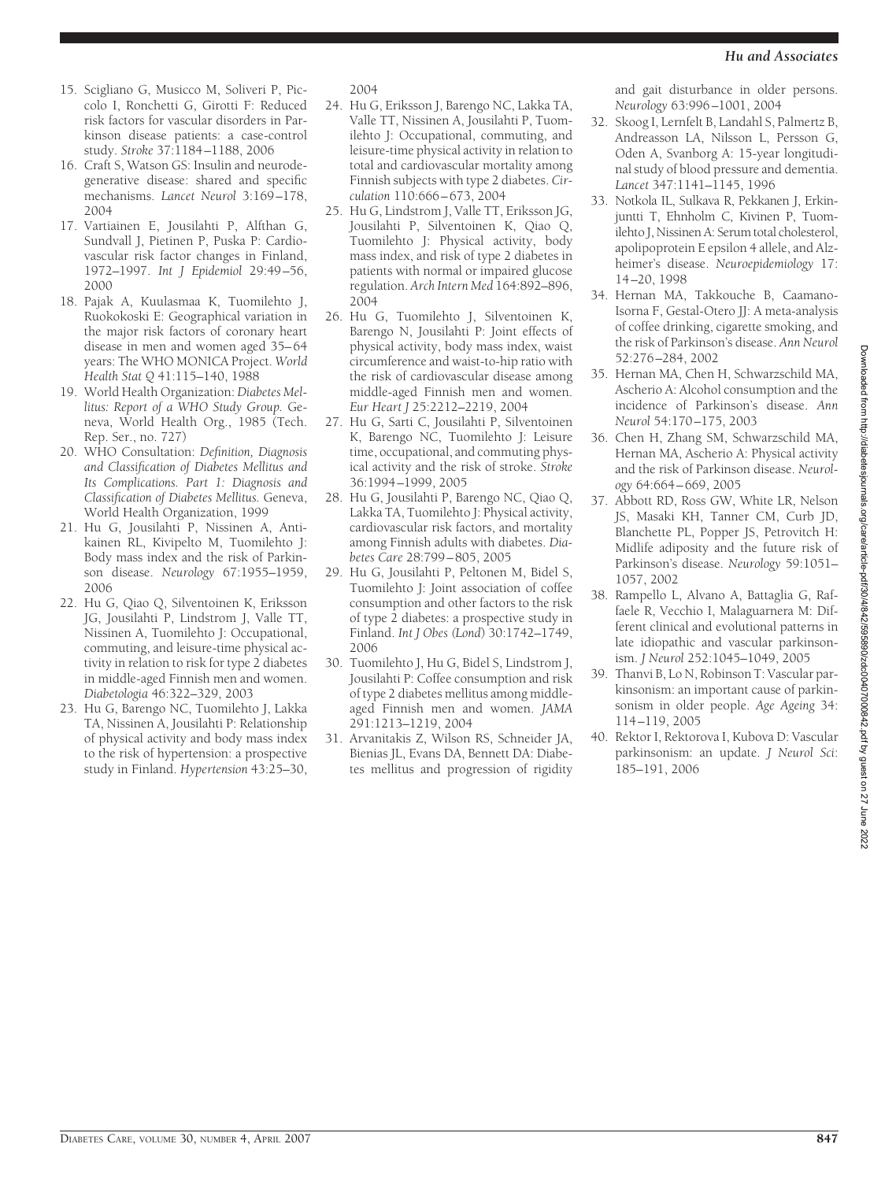15. Scigliano G, Musicco M, Soliveri P, Piccolo I, Ronchetti G, Girotti F: Reduced risk factors for vascular disorders in Parkinson disease patients: a case-control study. *Stroke* 37:1184–1188, 2006
16. Craft S, Watson GS: Insulin and neurodegenerative disease: shared and specific mechanisms. *Lancet Neurol* 3:169–178, 2004
17. Vartiainen E, Jousilahti P, Alfthan G, Sundvall J, Pietinen P, Puska P: Cardiovascular risk factor changes in Finland, 1972–1997. *Int J Epidemiol* 29:49–56, 2000
18. Pajak A, Kuulasmaa K, Tuomilehto J, Ruokokoski E: Geographical variation in the major risk factors of coronary heart disease in men and women aged 35–64 years: The WHO MONICA Project. *World Health Stat Q* 41:115–140, 1988
19. World Health Organization: *Diabetes Mellitus: Report of a WHO Study Group.* Geneva, World Health Org., 1985 (Tech. Rep. Ser., no. 727)
20. WHO Consultation: *Definition, Diagnosis and Classification of Diabetes Mellitus and Its Complications. Part 1: Diagnosis and Classification of Diabetes Mellitus.* Geneva, World Health Organization, 1999
21. Hu G, Jousilahti P, Nissinen A, Antikainen RL, Kivipelto M, Tuomilehto J: Body mass index and the risk of Parkinson disease. *Neurology* 67:1955–1959, 2006
22. Hu G, Qiao Q, Silventoinen K, Eriksson JG, Jousilahti P, Lindstrom J, Valle TT, Nissinen A, Tuomilehto J: Occupational, commuting, and leisure-time physical activity in relation to risk for type 2 diabetes in middle-aged Finnish men and women. *Diabetologia* 46:322–329, 2003
23. Hu G, Barengo NC, Tuomilehto J, Lakka TA, Nissinen A, Jousilahti P: Relationship of physical activity and body mass index to the risk of hypertension: a prospective study in Finland. *Hypertension* 43:25–30, 2004
24. Hu G, Eriksson J, Barengo NC, Lakka TA, Valle TT, Nissinen A, Jousilahti P, Tuomilehto J: Occupational, commuting, and leisure-time physical activity in relation to total and cardiovascular mortality among Finnish subjects with type 2 diabetes. *Circulation* 110:666–673, 2004
25. Hu G, Lindstrom J, Valle TT, Eriksson JG, Jousilahti P, Silventoinen K, Qiao Q, Tuomilehto J: Physical activity, body mass index, and risk of type 2 diabetes in patients with normal or impaired glucose regulation. *Arch Intern Med* 164:892–896, 2004
26. Hu G, Tuomilehto J, Silventoinen K, Barengo N, Jousilahti P: Joint effects of physical activity, body mass index, waist circumference and waist-to-hip ratio with the risk of cardiovascular disease among middle-aged Finnish men and women. *Eur Heart J* 25:2212–2219, 2004
27. Hu G, Sarti C, Jousilahti P, Silventoinen K, Barengo NC, Tuomilehto J: Leisure time, occupational, and commuting physical activity and the risk of stroke. *Stroke* 36:1994–1999, 2005
28. Hu G, Jousilahti P, Barengo NC, Qiao Q, Lakka TA, Tuomilehto J: Physical activity, cardiovascular risk factors, and mortality among Finnish adults with diabetes. *Diabetes Care* 28:799–805, 2005
29. Hu G, Jousilahti P, Peltonen M, Bidel S, Tuomilehto J: Joint association of coffee consumption and other factors to the risk of type 2 diabetes: a prospective study in Finland. *Int J Obes (Lond)* 30:1742–1749, 2006
30. Tuomilehto J, Hu G, Bidel S, Lindstrom J, Jousilahti P: Coffee consumption and risk of type 2 diabetes mellitus among middle-aged Finnish men and women. *JAMA* 291:1213–1219, 2004
31. Arvanitakis Z, Wilson RS, Schneider JA, Bienias JL, Evans DA, Bennett DA: Diabetes mellitus and progression of rigidity and gait disturbance in older persons. *Neurology* 63:996–1001, 2004
32. Skoog I, Lernfelt B, Landahl S, Palmertz B, Andreasson LA, Nilsson L, Persson G, Oden A, Svanborg A: 15-year longitudinal study of blood pressure and dementia. *Lancet* 347:1141–1145, 1996
33. Notkola IL, Sulkava R, Pekkanen J, Erkinjuntti T, Ehnholm C, Kivinen P, Tuomilehto J, Nissinen A: Serum total cholesterol, apolipoprotein E epsilon 4 allele, and Alzheimer's disease. *Neuroepidemiology* 17:14–20, 1998
34. Hernan MA, Takkouche B, Caamano-Isorna F, Gestal-Otero JJ: A meta-analysis of coffee drinking, cigarette smoking, and the risk of Parkinson's disease. *Ann Neurol* 52:276–284, 2002
35. Hernan MA, Chen H, Schwarzschild MA, Ascherio A: Alcohol consumption and the incidence of Parkinson's disease. *Ann Neurol* 54:170–175, 2003
36. Chen H, Zhang SM, Schwarzschild MA, Hernan MA, Ascherio A: Physical activity and the risk of Parkinson disease. *Neurology* 64:664–669, 2005
37. Abbott RD, Ross GW, White LR, Nelson JS, Masaki KH, Tanner CM, Curb JD, Blanchette PL, Popper JS, Petrovitch H: Midlife adiposity and the future risk of Parkinson's disease. *Neurology* 59:1051–1057, 2002
38. Rampello L, Alvano A, Battaglia G, Raffaele R, Vecchio I, Malaguarnera M: Different clinical and evolutional patterns in late idiopathic and vascular parkinsonism. *J Neurol* 252:1045–1049, 2005
39. Thanvi B, Lo N, Robinson T: Vascular parkinsonism: an important cause of parkinsonism in older people. *Age Ageing* 34:114–119, 2005
40. Rektor I, Rektorova I, Kubova D: Vascular parkinsonism: an update. *J Neurol Sci*: 185–191, 2006